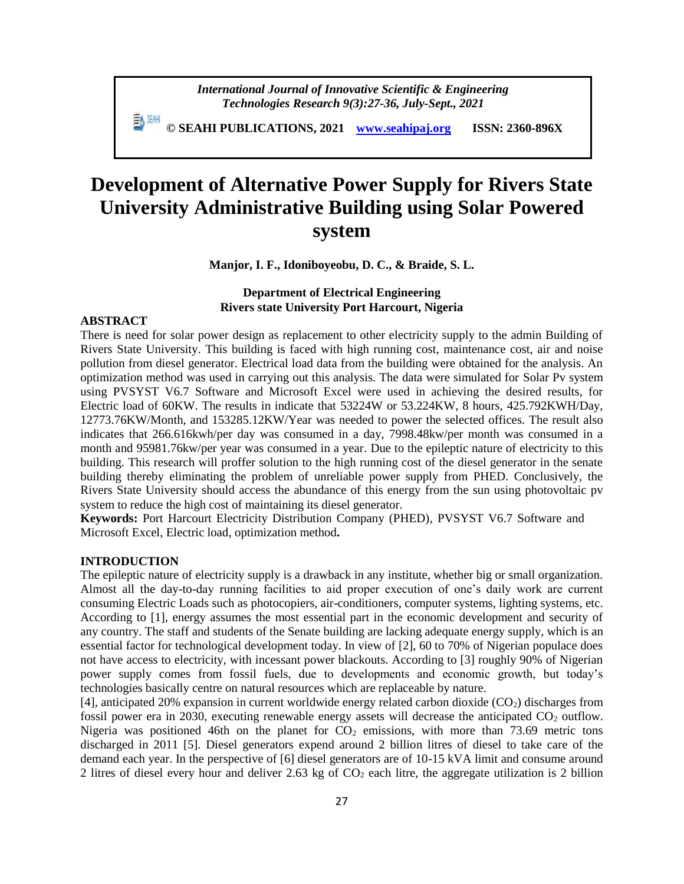# Development of Alternative Power Supply for Rivers State University Administrative Building using Solar Powered system

**Manjor, I. F., Idoniboyeobu, D. C., & Braide, S. L.**

**Department of Electrical Engineering**
**Rivers state University Port Harcourt, Nigeria**

## ABSTRACT

There is need for solar power design as replacement to other electricity supply to the admin Building of Rivers State University. This building is faced with high running cost, maintenance cost, air and noise pollution from diesel generator. Electrical load data from the building were obtained for the analysis. An optimization method was used in carrying out this analysis. The data were simulated for Solar Pv system using PVSYST V6.7 Software and Microsoft Excel were used in achieving the desired results, for Electric load of 60KW. The results in indicate that 53224W or 53.224KW, 8 hours, 425.792KWH/Day, 12773.76KW/Month, and 153285.12KW/Year was needed to power the selected offices. The result also indicates that 266.616kwh/per day was consumed in a day, 7998.48kw/per month was consumed in a month and 95981.76kw/per year was consumed in a year. Due to the epileptic nature of electricity to this building. This research will proffer solution to the high running cost of the diesel generator in the senate building thereby eliminating the problem of unreliable power supply from PHED. Conclusively, the Rivers State University should access the abundance of this energy from the sun using photovoltaic pv system to reduce the high cost of maintaining its diesel generator.

**Keywords:** Port Harcourt Electricity Distribution Company (PHED), PVSYST V6.7 Software and Microsoft Excel, Electric load, optimization method**.**

## INTRODUCTION

The epileptic nature of electricity supply is a drawback in any institute, whether big or small organization. Almost all the day-to-day running facilities to aid proper execution of one's daily work are current consuming Electric Loads such as photocopiers, air-conditioners, computer systems, lighting systems, etc. According to [1], energy assumes the most essential part in the economic development and security of any country. The staff and students of the Senate building are lacking adequate energy supply, which is an essential factor for technological development today. In view of [2], 60 to 70% of Nigerian populace does not have access to electricity, with incessant power blackouts. According to [3] roughly 90% of Nigerian power supply comes from fossil fuels, due to developments and economic growth, but today's technologies basically centre on natural resources which are replaceable by nature.

[4], anticipated 20% expansion in current worldwide energy related carbon dioxide ($CO_2$) discharges from fossil power era in 2030, executing renewable energy assets will decrease the anticipated $CO_2$ outflow. Nigeria was positioned 46th on the planet for $CO_2$ emissions, with more than 73.69 metric tons discharged in 2011 [5]. Diesel generators expend around 2 billion litres of diesel to take care of the demand each year. In the perspective of [6] diesel generators are of 10-15 kVA limit and consume around 2 litres of diesel every hour and deliver 2.63 kg of $CO_2$ each litre, the aggregate utilization is 2 billion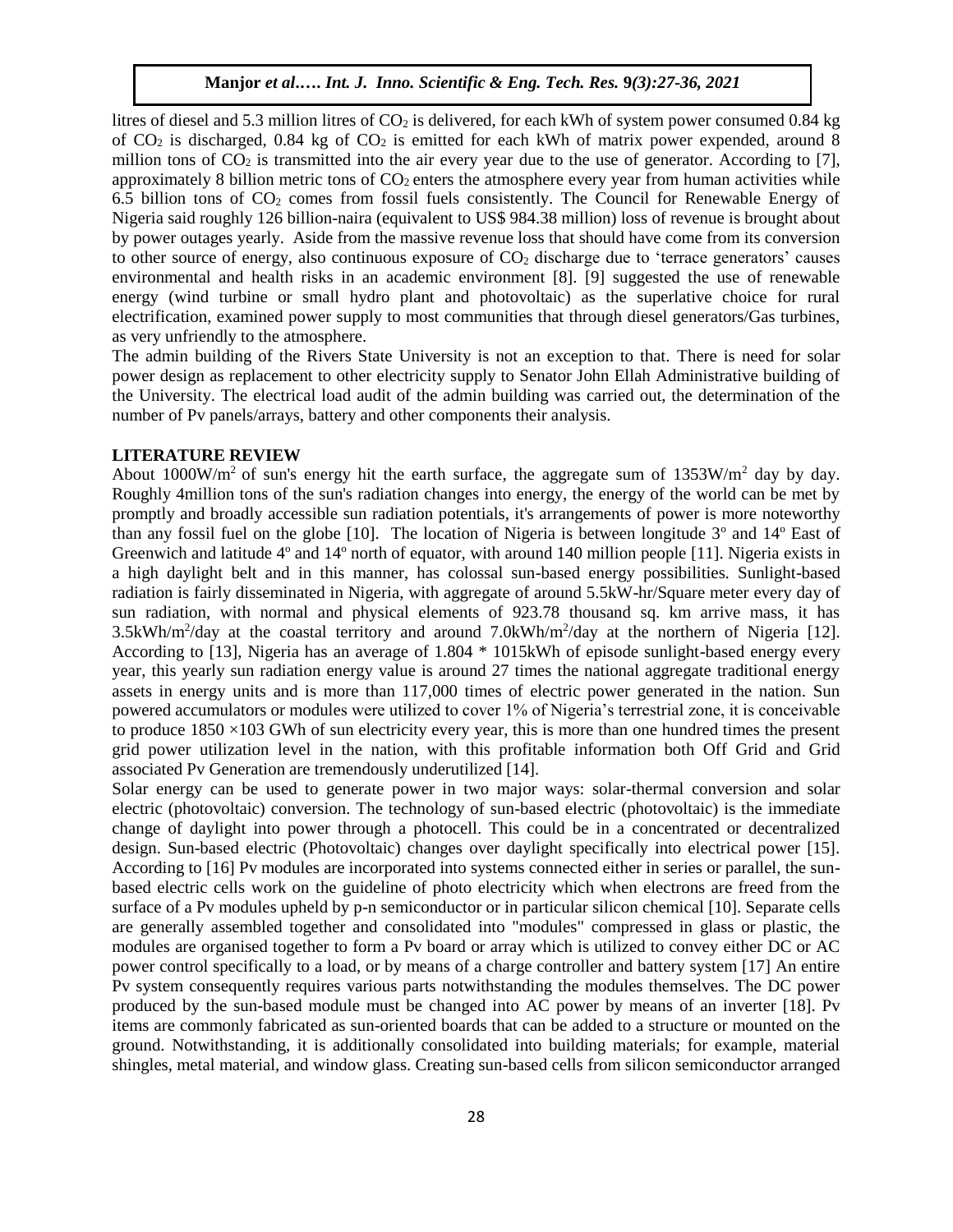litres of diesel and 5.3 million litres of $CO_2$ is delivered, for each kWh of system power consumed 0.84 kg of $CO_2$ is discharged, 0.84 kg of $CO_2$ is emitted for each kWh of matrix power expended, around 8 million tons of $CO_2$ is transmitted into the air every year due to the use of generator. According to [7], approximately 8 billion metric tons of $CO_2$ enters the atmosphere every year from human activities while 6.5 billion tons of $CO_2$ comes from fossil fuels consistently. The Council for Renewable Energy of Nigeria said roughly 126 billion-naira (equivalent to US$ 984.38 million) loss of revenue is brought about by power outages yearly. Aside from the massive revenue loss that should have come from its conversion to other source of energy, also continuous exposure of $CO_2$ discharge due to 'terrace generators' causes environmental and health risks in an academic environment [8]. [9] suggested the use of renewable energy (wind turbine or small hydro plant and photovoltaic) as the superlative choice for rural electrification, examined power supply to most communities that through diesel generators/Gas turbines, as very unfriendly to the atmosphere.

The admin building of the Rivers State University is not an exception to that. There is need for solar power design as replacement to other electricity supply to Senator John Ellah Administrative building of the University. The electrical load audit of the admin building was carried out, the determination of the number of Pv panels/arrays, battery and other components their analysis.

## LITERATURE REVIEW

About $1000W/m^2$ of sun's energy hit the earth surface, the aggregate sum of $1353W/m^2$ day by day. Roughly 4million tons of the sun's radiation changes into energy, the energy of the world can be met by promptly and broadly accessible sun radiation potentials, it's arrangements of power is more noteworthy than any fossil fuel on the globe [10]. The location of Nigeria is between longitude 3º and 14º East of Greenwich and latitude 4º and 14º north of equator, with around 140 million people [11]. Nigeria exists in a high daylight belt and in this manner, has colossal sun-based energy possibilities. Sunlight-based radiation is fairly disseminated in Nigeria, with aggregate of around 5.5kW-hr/Square meter every day of sun radiation, with normal and physical elements of 923.78 thousand sq. km arrive mass, it has $3.5kWh/m^2/day$ at the coastal territory and around $7.0kWh/m^2/day$ at the northern of Nigeria [12]. According to [13], Nigeria has an average of 1.804 * 1015kWh of episode sunlight-based energy every year, this yearly sun radiation energy value is around 27 times the national aggregate traditional energy assets in energy units and is more than 117,000 times of electric power generated in the nation. Sun powered accumulators or modules were utilized to cover 1% of Nigeria's terrestrial zone, it is conceivable to produce 1850 ×103 GWh of sun electricity every year, this is more than one hundred times the present grid power utilization level in the nation, with this profitable information both Off Grid and Grid associated Pv Generation are tremendously underutilized [14].

Solar energy can be used to generate power in two major ways: solar-thermal conversion and solar electric (photovoltaic) conversion. The technology of sun-based electric (photovoltaic) is the immediate change of daylight into power through a photocell. This could be in a concentrated or decentralized design. Sun-based electric (Photovoltaic) changes over daylight specifically into electrical power [15]. According to [16] Pv modules are incorporated into systems connected either in series or parallel, the sun-based electric cells work on the guideline of photo electricity which when electrons are freed from the surface of a Pv modules upheld by p-n semiconductor or in particular silicon chemical [10]. Separate cells are generally assembled together and consolidated into "modules" compressed in glass or plastic, the modules are organised together to form a Pv board or array which is utilized to convey either DC or AC power control specifically to a load, or by means of a charge controller and battery system [17] An entire Pv system consequently requires various parts notwithstanding the modules themselves. The DC power produced by the sun-based module must be changed into AC power by means of an inverter [18]. Pv items are commonly fabricated as sun-oriented boards that can be added to a structure or mounted on the ground. Notwithstanding, it is additionally consolidated into building materials; for example, material shingles, metal material, and window glass. Creating sun-based cells from silicon semiconductor arranged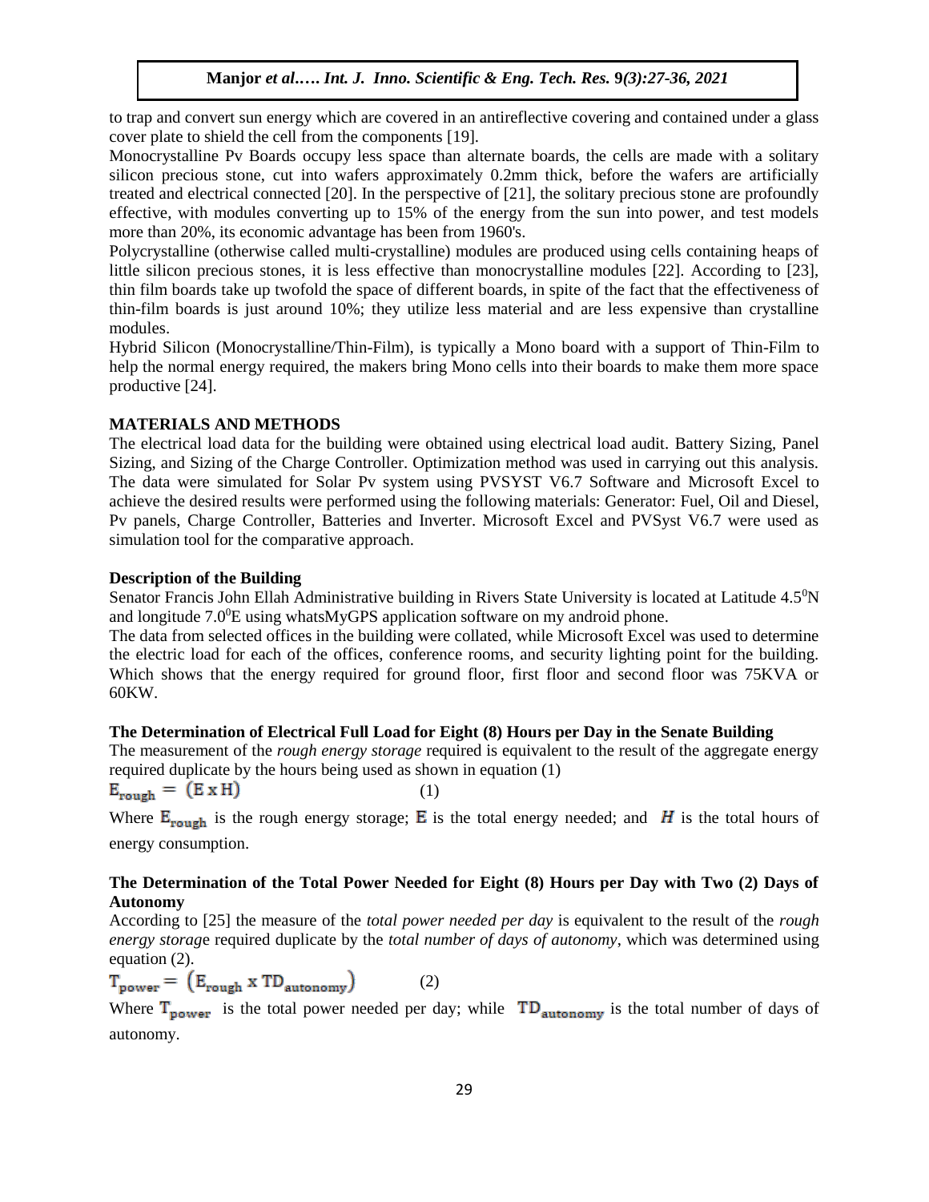to trap and convert sun energy which are covered in an antireflective covering and contained under a glass cover plate to shield the cell from the components [19].

Monocrystalline Pv Boards occupy less space than alternate boards, the cells are made with a solitary silicon precious stone, cut into wafers approximately 0.2mm thick, before the wafers are artificially treated and electrical connected [20]. In the perspective of [21], the solitary precious stone are profoundly effective, with modules converting up to 15% of the energy from the sun into power, and test models more than 20%, its economic advantage has been from 1960's.

Polycrystalline (otherwise called multi-crystalline) modules are produced using cells containing heaps of little silicon precious stones, it is less effective than monocrystalline modules [22]. According to [23], thin film boards take up twofold the space of different boards, in spite of the fact that the effectiveness of thin-film boards is just around 10%; they utilize less material and are less expensive than crystalline modules.

Hybrid Silicon (Monocrystalline/Thin-Film), is typically a Mono board with a support of Thin-Film to help the normal energy required, the makers bring Mono cells into their boards to make them more space productive [24].

## MATERIALS AND METHODS

The electrical load data for the building were obtained using electrical load audit. Battery Sizing, Panel Sizing, and Sizing of the Charge Controller. Optimization method was used in carrying out this analysis. The data were simulated for Solar Pv system using PVSYST V6.7 Software and Microsoft Excel to achieve the desired results were performed using the following materials: Generator: Fuel, Oil and Diesel, Pv panels, Charge Controller, Batteries and Inverter. Microsoft Excel and PVSyst V6.7 were used as simulation tool for the comparative approach.

### Description of the Building

Senator Francis John Ellah Administrative building in Rivers State University is located at Latitude $4.5^0$N and longitude $7.0^0$E using whatsMyGPS application software on my android phone.

The data from selected offices in the building were collated, while Microsoft Excel was used to determine the electric load for each of the offices, conference rooms, and security lighting point for the building. Which shows that the energy required for ground floor, first floor and second floor was 75KVA or 60KW.

### The Determination of Electrical Full Load for Eight (8) Hours per Day in the Senate Building

The measurement of the *rough energy storage* required is equivalent to the result of the aggregate energy required duplicate by the hours being used as shown in equation (1)

$$E_{rough} = (E \times H) \quad (1)$$

Where $E_{rough}$ is the rough energy storage; $E$ is the total energy needed; and $H$ is the total hours of energy consumption.

### The Determination of the Total Power Needed for Eight (8) Hours per Day with Two (2) Days of Autonomy

According to [25] the measure of the *total power needed per day* is equivalent to the result of the *rough energy storage* required duplicate by the *total number of days of autonomy*, which was determined using equation (2).

$$T_{power} = (E_{rough} \times TD_{autonomy}) \quad (2)$$

Where $T_{power}$ is the total power needed per day; while $TD_{autonomy}$ is the total number of days of autonomy.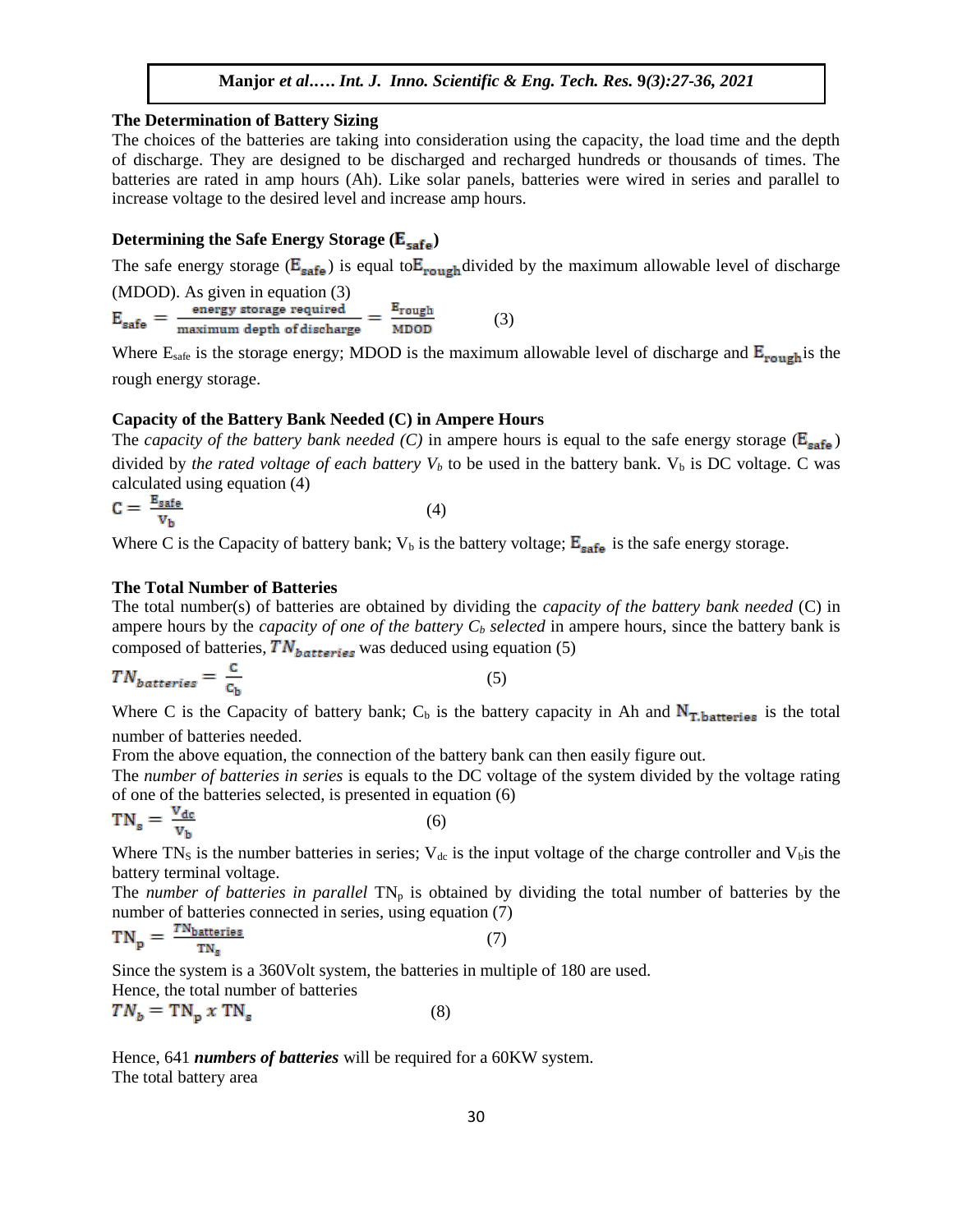### The Determination of Battery Sizing

The choices of the batteries are taking into consideration using the capacity, the load time and the depth of discharge. They are designed to be discharged and recharged hundreds or thousands of times. The batteries are rated in amp hours (Ah). Like solar panels, batteries were wired in series and parallel to increase voltage to the desired level and increase amp hours.

### Determining the Safe Energy Storage ($E_{safe}$)

The safe energy storage ($E_{safe}$) is equal to $E_{rough}$ divided by the maximum allowable level of discharge (MDOD). As given in equation (3)

$$E_{safe} = \frac{\text{energy storage required}}{\text{maximum depth of discharge}} = \frac{E_{rough}}{MDOD} \quad (3)$$

Where $E_{safe}$ is the storage energy; MDOD is the maximum allowable level of discharge and $E_{rough}$ is the rough energy storage.

### Capacity of the Battery Bank Needed (C) in Ampere Hours

The *capacity of the battery bank needed (C)* in ampere hours is equal to the safe energy storage ($E_{safe}$) divided by *the rated voltage of each battery $V_b$* to be used in the battery bank. $V_b$ is DC voltage. C was calculated using equation (4)

$$C = \frac{E_{safe}}{V_b} \quad (4)$$

Where C is the Capacity of battery bank; $V_b$ is the battery voltage; $E_{safe}$ is the safe energy storage.

### The Total Number of Batteries

The total number(s) of batteries are obtained by dividing the *capacity of the battery bank needed* (C) in ampere hours by the *capacity of one of the battery $C_b$ selected* in ampere hours, since the battery bank is composed of batteries, $TN_{batteries}$ was deduced using equation (5)

$$TN_{batteries} = \frac{C}{C_b} \quad (5)$$

Where C is the Capacity of battery bank; $C_b$ is the battery capacity in Ah and $N_{T.batteries}$ is the total number of batteries needed.

From the above equation, the connection of the battery bank can then easily figure out.

The *number of batteries in series* is equals to the DC voltage of the system divided by the voltage rating of one of the batteries selected, is presented in equation (6)

$$TN_s = \frac{V_{dc}}{V_b} \quad (6)$$

Where $TN_S$ is the number batteries in series; $V_{dc}$ is the input voltage of the charge controller and $V_b$ is the battery terminal voltage.

The *number of batteries in parallel* $TN_p$ is obtained by dividing the total number of batteries by the number of batteries connected in series, using equation (7)

$$TN_p = \frac{TN_{batteries}}{TN_s} \quad (7)$$

Since the system is a 360Volt system, the batteries in multiple of 180 are used.

Hence, the total number of batteries

$$TN_b = TN_p \; x \; TN_s \quad (8)$$

Hence, 641 ***numbers of batteries*** will be required for a 60KW system.

The total battery area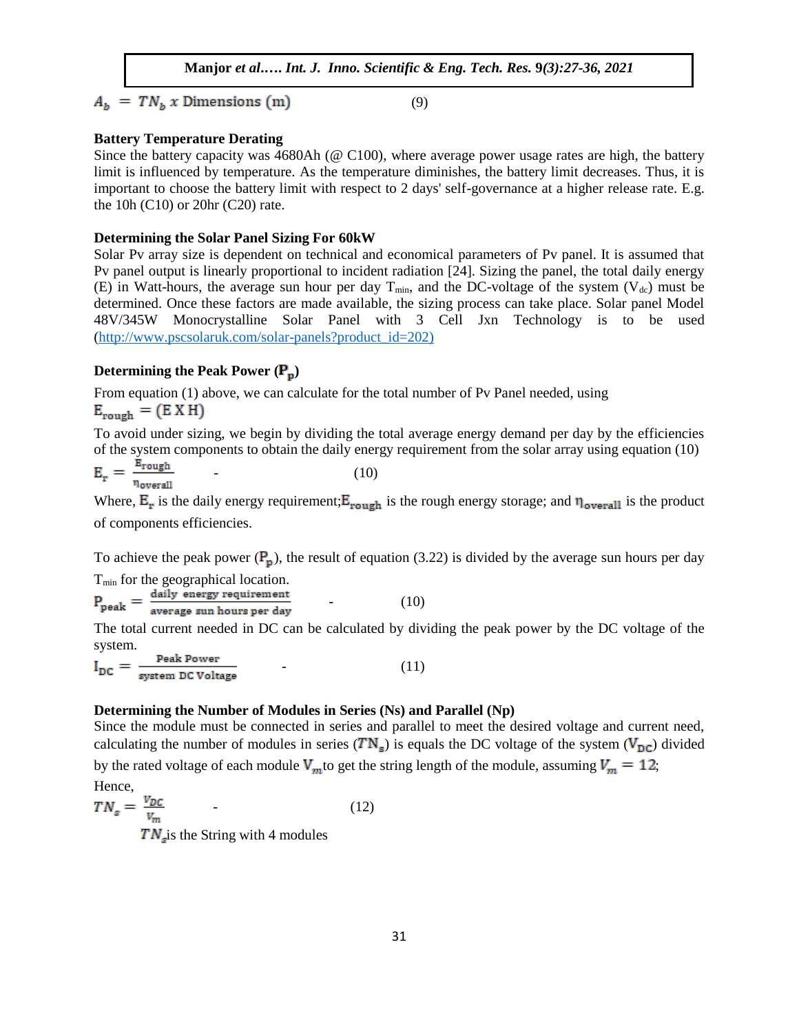$$A_b = TN_b \; x \text{ Dimensions (m)} \tag{9}$$

**Battery Temperature Derating**

Since the battery capacity was 4680Ah (@ C100), where average power usage rates are high, the battery limit is influenced by temperature. As the temperature diminishes, the battery limit decreases. Thus, it is important to choose the battery limit with respect to 2 days' self-governance at a higher release rate. E.g. the 10h (C10) or 20hr (C20) rate.

**Determining the Solar Panel Sizing For 60kW**

Solar Pv array size is dependent on technical and economical parameters of Pv panel. It is assumed that Pv panel output is linearly proportional to incident radiation [24]. Sizing the panel, the total daily energy (E) in Watt-hours, the average sun hour per day $T_{min}$, and the DC-voltage of the system ($V_{dc}$) must be determined. Once these factors are made available, the sizing process can take place. Solar panel Model 48V/345W Monocrystalline Solar Panel with 3 Cell Jxn Technology is to be used (http://www.pscsolaruk.com/solar-panels?product_id=202)

**Determining the Peak Power ($P_p$)**

From equation (1) above, we can calculate for the total number of Pv Panel needed, using

$$E_{rough} = (E \; X \; H)$$

To avoid under sizing, we begin by dividing the total average energy demand per day by the efficiencies of the system components to obtain the daily energy requirement from the solar array using equation (10)

$$E_r = \frac{E_{rough}}{\eta_{overall}} \quad - \tag{10}$$

Where, $E_r$ is the daily energy requirement; $E_{rough}$ is the rough energy storage; and $\eta_{overall}$ is the product of components efficiencies.

To achieve the peak power ($P_p$), the result of equation (3.22) is divided by the average sun hours per day $T_{min}$ for the geographical location.

$$P_{peak} = \frac{\text{daily energy requirement}}{\text{average sun hours per day}} \quad - \tag{10}$$

The total current needed in DC can be calculated by dividing the peak power by the DC voltage of the system.

$$I_{DC} = \frac{\text{Peak Power}}{\text{system DC Voltage}} \quad - \tag{11}$$

**Determining the Number of Modules in Series (Ns) and Parallel (Np)**

Since the module must be connected in series and parallel to meet the desired voltage and current need, calculating the number of modules in series ($TN_s$) is equals the DC voltage of the system ($V_{DC}$) divided by the rated voltage of each module $V_m$ to get the string length of the module, assuming $V_m = 12$;

Hence,

$$TN_s = \frac{V_{DC}}{V_m} \quad - \tag{12}$$

$TN_s$ is the String with 4 modules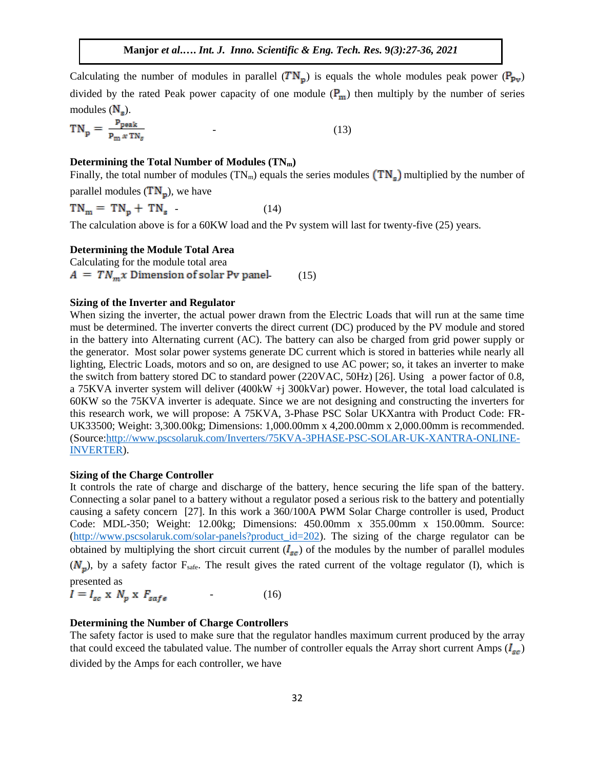Calculating the number of modules in parallel ($TN_p$) is equals the whole modules peak power ($P_{Pv}$) divided by the rated Peak power capacity of one module ($P_m$) then multiply by the number of series modules ($N_s$).

$$TN_p = \frac{P_{peak}}{P_m \, x \, TN_s} \quad - \quad (13)$$

**Determining the Total Number of Modules ($TN_m$)**

Finally, the total number of modules ($TN_m$) equals the series modules ($TN_s$) multiplied by the number of parallel modules ($TN_p$), we have

$$TN_m = TN_p + TN_s \quad - \quad (14)$$

The calculation above is for a 60KW load and the Pv system will last for twenty-five (25) years.

**Determining the Module Total Area**

Calculating for the module total area

$$A = TN_m x \text{ Dimension of solar Pv panel} - \quad (15)$$

**Sizing of the Inverter and Regulator**

When sizing the inverter, the actual power drawn from the Electric Loads that will run at the same time must be determined. The inverter converts the direct current (DC) produced by the PV module and stored in the battery into Alternating current (AC). The battery can also be charged from grid power supply or the generator. Most solar power systems generate DC current which is stored in batteries while nearly all lighting, Electric Loads, motors and so on, are designed to use AC power; so, it takes an inverter to make the switch from battery stored DC to standard power (220VAC, 50Hz) [26]. Using a power factor of 0.8, a 75KVA inverter system will deliver (400kW +j 300kVar) power. However, the total load calculated is 60KW so the 75KVA inverter is adequate. Since we are not designing and constructing the inverters for this research work, we will propose: A 75KVA, 3-Phase PSC Solar UKXantra with Product Code: FR-UK33500; Weight: 3,300.00kg; Dimensions: 1,000.00mm x 4,200.00mm x 2,000.00mm is recommended. (Source:[http://www.pscsolaruk.com/Inverters/75KVA-3PHASE-PSC-SOLAR-UK-XANTRA-ONLINE-INVERTER](http://www.pscsolaruk.com/Inverters/75KVA-3PHASE-PSC-SOLAR-UK-XANTRA-ONLINE-INVERTER)).

**Sizing of the Charge Controller**

It controls the rate of charge and discharge of the battery, hence securing the life span of the battery. Connecting a solar panel to a battery without a regulator posed a serious risk to the battery and potentially causing a safety concern [27]. In this work a 360/100A PWM Solar Charge controller is used, Product Code: MDL-350; Weight: 12.00kg; Dimensions: 450.00mm x 355.00mm x 150.00mm. Source: ([http://www.pscsolaruk.com/solar-panels?product_id=202](http://www.pscsolaruk.com/solar-panels?product_id=202)). The sizing of the charge regulator can be obtained by multiplying the short circuit current ($I_{sc}$) of the modules by the number of parallel modules ($N_p$), by a safety factor $F_{safe}$. The result gives the rated current of the voltage regulator (I), which is presented as

$$I = I_{sc} \text{ x } N_p \text{ x } F_{safe} \quad - \quad (16)$$

**Determining the Number of Charge Controllers**

The safety factor is used to make sure that the regulator handles maximum current produced by the array that could exceed the tabulated value. The number of controller equals the Array short current Amps ($I_{sc}$) divided by the Amps for each controller, we have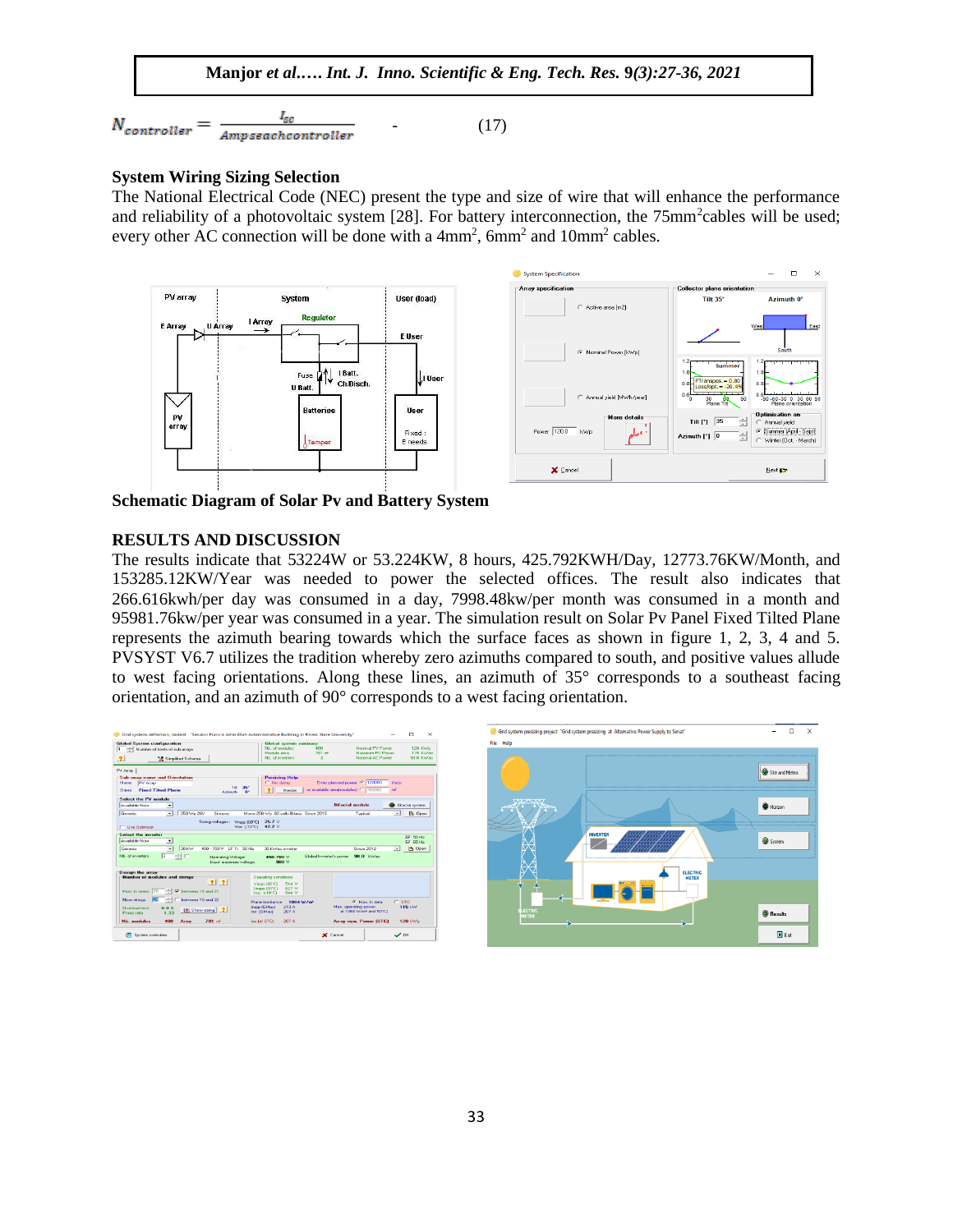$$N_{controller} = \frac{I_{sc}}{Ampseachcontroller} \quad - \quad (17)$$

**System Wiring Sizing Selection**

The National Electrical Code (NEC) present the type and size of wire that will enhance the performance and reliability of a photovoltaic system [28]. For battery interconnection, the 75mm$^2$cables will be used; every other AC connection will be done with a 4mm$^2$, 6mm$^2$ and 10mm$^2$ cables.

**Schematic Diagram of Solar Pv and Battery System**

## RESULTS AND DISCUSSION

The results indicate that 53224W or 53.224KW, 8 hours, 425.792KWH/Day, 12773.76KW/Month, and 153285.12KW/Year was needed to power the selected offices. The result also indicates that 266.616kwh/per day was consumed in a day, 7998.48kw/per month was consumed in a month and 95981.76kw/per year was consumed in a year. The simulation result on Solar Pv Panel Fixed Tilted Plane represents the azimuth bearing towards which the surface faces as shown in figure 1, 2, 3, 4 and 5. PVSYST V6.7 utilizes the tradition whereby zero azimuths compared to south, and positive values allude to west facing orientations. Along these lines, an azimuth of 35° corresponds to a southeast facing orientation, and an azimuth of 90° corresponds to a west facing orientation.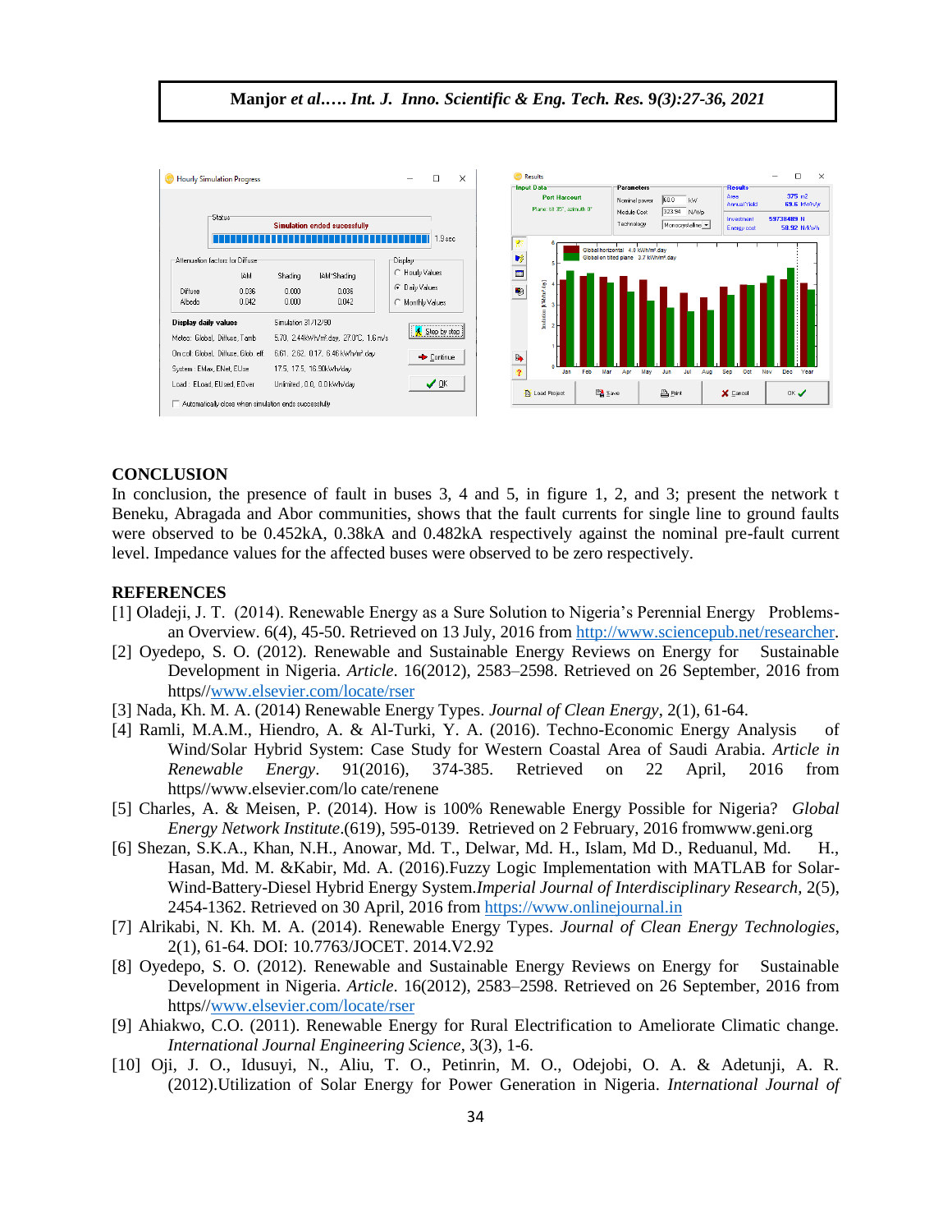## CONCLUSION

In conclusion, the presence of fault in buses 3, 4 and 5, in figure 1, 2, and 3; present the network t Beneku, Abragada and Abor communities, shows that the fault currents for single line to ground faults were observed to be 0.452kA, 0.38kA and 0.482kA respectively against the nominal pre-fault current level. Impedance values for the affected buses were observed to be zero respectively.

## REFERENCES

[1] Oladeji, J. T. (2014). Renewable Energy as a Sure Solution to Nigeria's Perennial Energy Problems- an Overview. 6(4), 45-50. Retrieved on 13 July, 2016 from http://www.sciencepub.net/researcher.

[2] Oyedepo, S. O. (2012). Renewable and Sustainable Energy Reviews on Energy for Sustainable Development in Nigeria. *Article*. 16(2012), 2583–2598. Retrieved on 26 September, 2016 from https//www.elsevier.com/locate/rser

[3] Nada, Kh. M. A. (2014) Renewable Energy Types. *Journal of Clean Energy*, 2(1), 61-64.

[4] Ramli, M.A.M., Hiendro, A. & Al-Turki, Y. A. (2016). Techno-Economic Energy Analysis of Wind/Solar Hybrid System: Case Study for Western Coastal Area of Saudi Arabia. *Article in Renewable Energy*. 91(2016), 374-385. Retrieved on 22 April, 2016 from https//www.elsevier.com/lo cate/renene

[5] Charles, A. & Meisen, P. (2014). How is 100% Renewable Energy Possible for Nigeria? *Global Energy Network Institute*.(619), 595-0139. Retrieved on 2 February, 2016 fromwww.geni.org

[6] Shezan, S.K.A., Khan, N.H., Anowar, Md. T., Delwar, Md. H., Islam, Md D., Reduanul, Md. H., Hasan, Md. M. &Kabir, Md. A. (2016).Fuzzy Logic Implementation with MATLAB for Solar-Wind-Battery-Diesel Hybrid Energy System.*Imperial Journal of Interdisciplinary Research*, 2(5), 2454-1362. Retrieved on 30 April, 2016 from https://www.onlinejournal.in

[7] Alrikabi, N. Kh. M. A. (2014). Renewable Energy Types. *Journal of Clean Energy Technologies*, 2(1), 61-64. DOI: 10.7763/JOCET. 2014.V2.92

[8] Oyedepo, S. O. (2012). Renewable and Sustainable Energy Reviews on Energy for Sustainable Development in Nigeria. *Article*. 16(2012), 2583–2598. Retrieved on 26 September, 2016 from https//www.elsevier.com/locate/rser

[9] Ahiakwo, C.O. (2011). Renewable Energy for Rural Electrification to Ameliorate Climatic change. *International Journal Engineering Science*, 3(3), 1-6.

[10] Oji, J. O., Idusuyi, N., Aliu, T. O., Petinrin, M. O., Odejobi, O. A. & Adetunji, A. R. (2012).Utilization of Solar Energy for Power Generation in Nigeria. *International Journal of*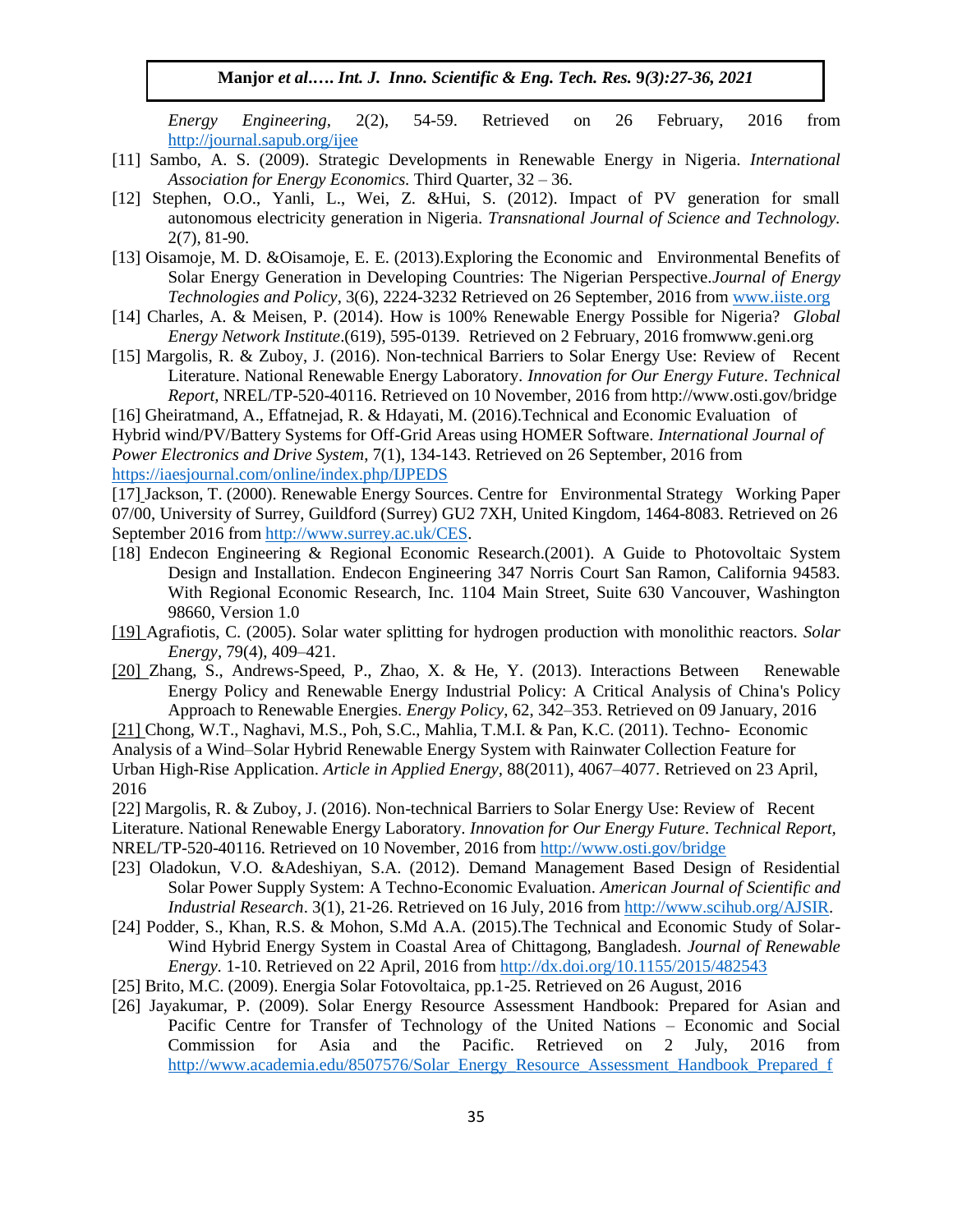*Energy Engineering,* 2(2), 54-59. Retrieved on 26 February, 2016 from http://journal.sapub.org/ijee

[11] Sambo, A. S. (2009). Strategic Developments in Renewable Energy in Nigeria. *International Association for Energy Economics.* Third Quarter, 32 – 36.

[12] Stephen, O.O., Yanli, L., Wei, Z. &Hui, S. (2012). Impact of PV generation for small autonomous electricity generation in Nigeria. *Transnational Journal of Science and Technology.* 2(7), 81-90.

[13] Oisamoje, M. D. &Oisamoje, E. E. (2013).Exploring the Economic and Environmental Benefits of Solar Energy Generation in Developing Countries: The Nigerian Perspective.*Journal of Energy Technologies and Policy*, 3(6), 2224-3232 Retrieved on 26 September, 2016 from www.iiste.org

[14] Charles, A. & Meisen, P. (2014). How is 100% Renewable Energy Possible for Nigeria? *Global Energy Network Institute*.(619), 595-0139. Retrieved on 2 February, 2016 fromwww.geni.org

[15] Margolis, R. & Zuboy, J. (2016). Non-technical Barriers to Solar Energy Use: Review of Recent Literature. National Renewable Energy Laboratory. *Innovation for Our Energy Future*. *Technical Report,* NREL/TP-520-40116. Retrieved on 10 November, 2016 from http://www.osti.gov/bridge

[16] Gheiratmand, A., Effatnejad, R. & Hdayati, M. (2016).Technical and Economic Evaluation of Hybrid wind/PV/Battery Systems for Off-Grid Areas using HOMER Software. *International Journal of Power Electronics and Drive System*, 7(1), 134-143. Retrieved on 26 September, 2016 from https://iaesjournal.com/online/index.php/IJPEDS

[17] Jackson, T. (2000). Renewable Energy Sources. Centre for Environmental Strategy Working Paper 07/00, University of Surrey, Guildford (Surrey) GU2 7XH, United Kingdom, 1464-8083. Retrieved on 26 September 2016 from http://www.surrey.ac.uk/CES.

[18] Endecon Engineering & Regional Economic Research.(2001). A Guide to Photovoltaic System Design and Installation. Endecon Engineering 347 Norris Court San Ramon, California 94583. With Regional Economic Research, Inc. 1104 Main Street, Suite 630 Vancouver, Washington 98660, Version 1.0

[19] Agrafiotis, C. (2005). Solar water splitting for hydrogen production with monolithic reactors. *Solar Energy*, 79(4), 409–421.

[20] Zhang, S., Andrews-Speed, P., Zhao, X. & He, Y. (2013). Interactions Between Renewable Energy Policy and Renewable Energy Industrial Policy: A Critical Analysis of China's Policy Approach to Renewable Energies. *Energy Policy*, 62, 342–353. Retrieved on 09 January, 2016

[21] Chong, W.T., Naghavi, M.S., Poh, S.C., Mahlia, T.M.I. & Pan, K.C. (2011). Techno- Economic Analysis of a Wind–Solar Hybrid Renewable Energy System with Rainwater Collection Feature for Urban High-Rise Application. *Article in Applied Energy*, 88(2011), 4067–4077. Retrieved on 23 April, 2016

[22] Margolis, R. & Zuboy, J. (2016). Non-technical Barriers to Solar Energy Use: Review of Recent Literature. National Renewable Energy Laboratory. *Innovation for Our Energy Future*. *Technical Report,* NREL/TP-520-40116. Retrieved on 10 November, 2016 from http://www.osti.gov/bridge

[23] Oladokun, V.O. &Adeshiyan, S.A. (2012). Demand Management Based Design of Residential Solar Power Supply System: A Techno-Economic Evaluation. *American Journal of Scientific and Industrial Research*. 3(1), 21-26. Retrieved on 16 July, 2016 from http://www.scihub.org/AJSIR.

[24] Podder, S., Khan, R.S. & Mohon, S.Md A.A. (2015).The Technical and Economic Study of Solar-Wind Hybrid Energy System in Coastal Area of Chittagong, Bangladesh. *Journal of Renewable Energy.* 1-10. Retrieved on 22 April, 2016 from http://dx.doi.org/10.1155/2015/482543

[25] Brito, M.C. (2009). Energia Solar Fotovoltaica, pp.1-25. Retrieved on 26 August, 2016

[26] Jayakumar, P. (2009). Solar Energy Resource Assessment Handbook: Prepared for Asian and Pacific Centre for Transfer of Technology of the United Nations – Economic and Social Commission for Asia and the Pacific. Retrieved on 2 July, 2016 from http://www.academia.edu/8507576/Solar_Energy_Resource_Assessment_Handbook_Prepared_f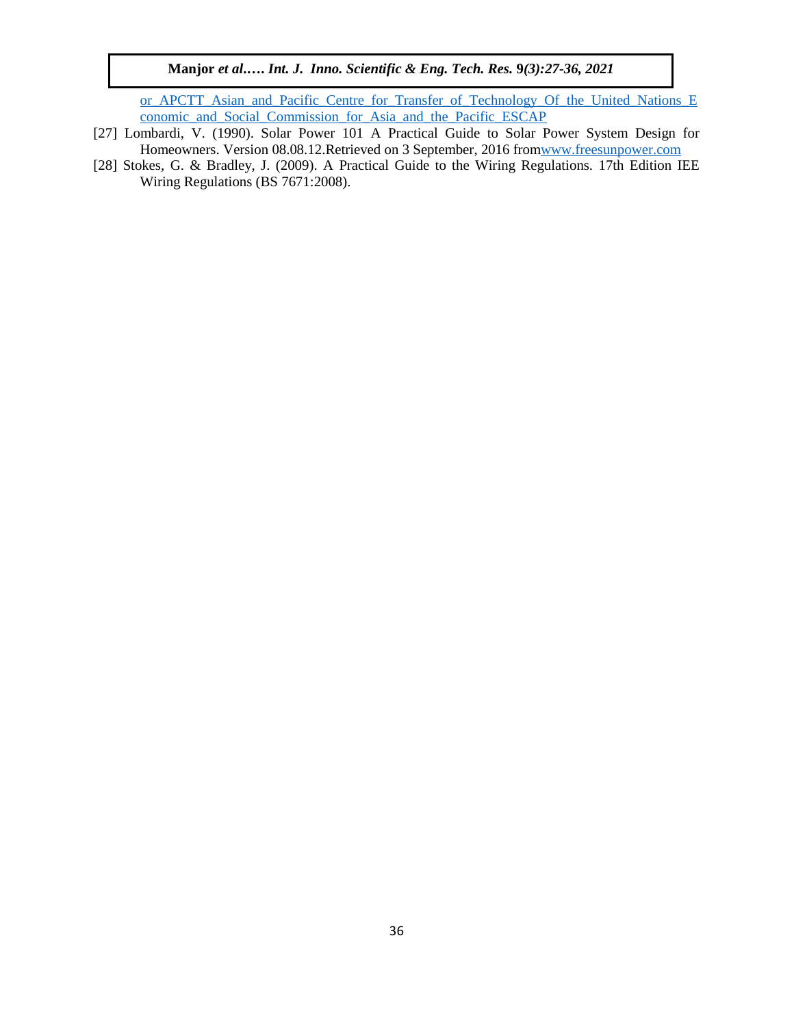or_APCTT_Asian_and_Pacific_Centre_for_Transfer_of_Technology_Of_the_United_Nations_Economic_and_Social_Commission_for_Asia_and_the_Pacific_ESCAP

[27] Lombardi, V. (1990). Solar Power 101 A Practical Guide to Solar Power System Design for Homeowners. Version 08.08.12.Retrieved on 3 September, 2016 fromwww.freesunpower.com

[28] Stokes, G. & Bradley, J. (2009). A Practical Guide to the Wiring Regulations. 17th Edition IEE Wiring Regulations (BS 7671:2008).